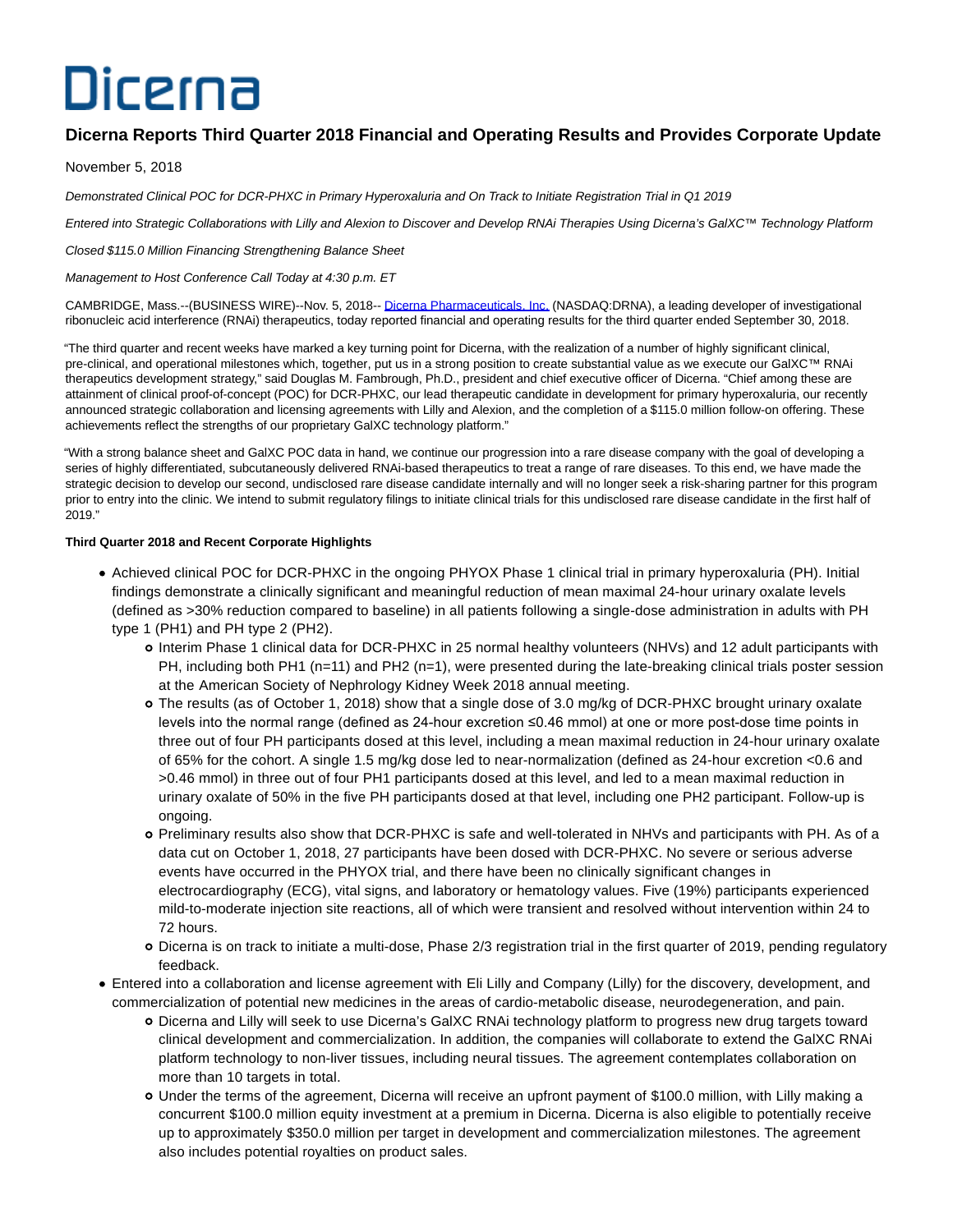# Dicerna

## Dicerna Reports Third Quarter 2018 Financial and Operating Results and Provides Corporate Update

November 5, 2018

*Demonstrated Clinical POC for DCR-PHXC in Primary Hyperoxaluria and On Track to Initiate Registration Trial in Q1 2019*

*Entered into Strategic Collaborations with Lilly and Alexion to Discover and Develop RNAi Therapies Using Dicerna's GalXC™ Technology Platform*

*Closed $115.0 Million Financing Strengthening Balance Sheet*

*Management to Host Conference Call Today at 4:30 p.m. ET*

CAMBRIDGE, Mass.--(BUSINESS WIRE)--Nov. 5, 2018-- Dicerna Pharmaceuticals, Inc. (NASDAQ:DRNA), a leading developer of investigational ribonucleic acid interference (RNAi) therapeutics, today reported financial and operating results for the third quarter ended September 30, 2018.

"The third quarter and recent weeks have marked a key turning point for Dicerna, with the realization of a number of highly significant clinical, pre-clinical, and operational milestones which, together, put us in a strong position to create substantial value as we execute our GalXC™ RNAi therapeutics development strategy," said Douglas M. Fambrough, Ph.D., president and chief executive officer of Dicerna. "Chief among these are attainment of clinical proof-of-concept (POC) for DCR-PHXC, our lead therapeutic candidate in development for primary hyperoxaluria, our recently announced strategic collaboration and licensing agreements with Lilly and Alexion, and the completion of a $115.0 million follow-on offering. These achievements reflect the strengths of our proprietary GalXC technology platform."

"With a strong balance sheet and GalXC POC data in hand, we continue our progression into a rare disease company with the goal of developing a series of highly differentiated, subcutaneously delivered RNAi-based therapeutics to treat a range of rare diseases. To this end, we have made the strategic decision to develop our second, undisclosed rare disease candidate internally and will no longer seek a risk-sharing partner for this program prior to entry into the clinic. We intend to submit regulatory filings to initiate clinical trials for this undisclosed rare disease candidate in the first half of 2019."

**Third Quarter 2018 and Recent Corporate Highlights**

- Achieved clinical POC for DCR-PHXC in the ongoing PHYOX Phase 1 clinical trial in primary hyperoxaluria (PH). Initial findings demonstrate a clinically significant and meaningful reduction of mean maximal 24-hour urinary oxalate levels (defined as >30% reduction compared to baseline) in all patients following a single-dose administration in adults with PH type 1 (PH1) and PH type 2 (PH2).
  - Interim Phase 1 clinical data for DCR-PHXC in 25 normal healthy volunteers (NHVs) and 12 adult participants with PH, including both PH1 (n=11) and PH2 (n=1), were presented during the late-breaking clinical trials poster session at the American Society of Nephrology Kidney Week 2018 annual meeting.
  - The results (as of October 1, 2018) show that a single dose of 3.0 mg/kg of DCR-PHXC brought urinary oxalate levels into the normal range (defined as 24-hour excretion ≤0.46 mmol) at one or more post-dose time points in three out of four PH participants dosed at this level, including a mean maximal reduction in 24-hour urinary oxalate of 65% for the cohort. A single 1.5 mg/kg dose led to near-normalization (defined as 24-hour excretion <0.6 and >0.46 mmol) in three out of four PH1 participants dosed at this level, and led to a mean maximal reduction in urinary oxalate of 50% in the five PH participants dosed at that level, including one PH2 participant. Follow-up is ongoing.
  - Preliminary results also show that DCR-PHXC is safe and well-tolerated in NHVs and participants with PH. As of a data cut on October 1, 2018, 27 participants have been dosed with DCR-PHXC. No severe or serious adverse events have occurred in the PHYOX trial, and there have been no clinically significant changes in electrocardiography (ECG), vital signs, and laboratory or hematology values. Five (19%) participants experienced mild-to-moderate injection site reactions, all of which were transient and resolved without intervention within 24 to 72 hours.
  - Dicerna is on track to initiate a multi-dose, Phase 2/3 registration trial in the first quarter of 2019, pending regulatory feedback.
- Entered into a collaboration and license agreement with Eli Lilly and Company (Lilly) for the discovery, development, and commercialization of potential new medicines in the areas of cardio-metabolic disease, neurodegeneration, and pain.
  - Dicerna and Lilly will seek to use Dicerna's GalXC RNAi technology platform to progress new drug targets toward clinical development and commercialization. In addition, the companies will collaborate to extend the GalXC RNAi platform technology to non-liver tissues, including neural tissues. The agreement contemplates collaboration on more than 10 targets in total.
  - Under the terms of the agreement, Dicerna will receive an upfront payment of $100.0 million, with Lilly making a concurrent $100.0 million equity investment at a premium in Dicerna. Dicerna is also eligible to potentially receive up to approximately $350.0 million per target in development and commercialization milestones. The agreement also includes potential royalties on product sales.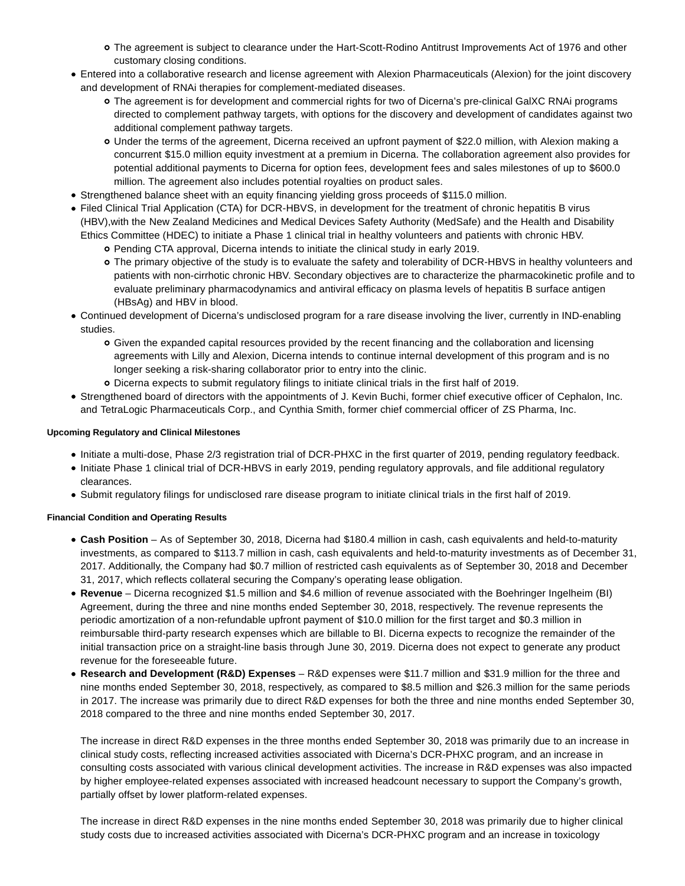- The agreement is subject to clearance under the Hart-Scott-Rodino Antitrust Improvements Act of 1976 and other customary closing conditions.
- Entered into a collaborative research and license agreement with Alexion Pharmaceuticals (Alexion) for the joint discovery and development of RNAi therapies for complement-mediated diseases.
    - The agreement is for development and commercial rights for two of Dicerna's pre-clinical GalXC RNAi programs directed to complement pathway targets, with options for the discovery and development of candidates against two additional complement pathway targets.
    - Under the terms of the agreement, Dicerna received an upfront payment of $22.0 million, with Alexion making a concurrent $15.0 million equity investment at a premium in Dicerna. The collaboration agreement also provides for potential additional payments to Dicerna for option fees, development fees and sales milestones of up to $600.0 million. The agreement also includes potential royalties on product sales.
- Strengthened balance sheet with an equity financing yielding gross proceeds of $115.0 million.
- Filed Clinical Trial Application (CTA) for DCR-HBVS, in development for the treatment of chronic hepatitis B virus (HBV),with the New Zealand Medicines and Medical Devices Safety Authority (MedSafe) and the Health and Disability Ethics Committee (HDEC) to initiate a Phase 1 clinical trial in healthy volunteers and patients with chronic HBV.
    - Pending CTA approval, Dicerna intends to initiate the clinical study in early 2019.
    - The primary objective of the study is to evaluate the safety and tolerability of DCR-HBVS in healthy volunteers and patients with non-cirrhotic chronic HBV. Secondary objectives are to characterize the pharmacokinetic profile and to evaluate preliminary pharmacodynamics and antiviral efficacy on plasma levels of hepatitis B surface antigen (HBsAg) and HBV in blood.
- Continued development of Dicerna's undisclosed program for a rare disease involving the liver, currently in IND-enabling studies.
    - Given the expanded capital resources provided by the recent financing and the collaboration and licensing agreements with Lilly and Alexion, Dicerna intends to continue internal development of this program and is no longer seeking a risk-sharing collaborator prior to entry into the clinic.
    - Dicerna expects to submit regulatory filings to initiate clinical trials in the first half of 2019.
- Strengthened board of directors with the appointments of J. Kevin Buchi, former chief executive officer of Cephalon, Inc. and TetraLogic Pharmaceuticals Corp., and Cynthia Smith, former chief commercial officer of ZS Pharma, Inc.

#### Upcoming Regulatory and Clinical Milestones

- Initiate a multi-dose, Phase 2/3 registration trial of DCR-PHXC in the first quarter of 2019, pending regulatory feedback.
- Initiate Phase 1 clinical trial of DCR-HBVS in early 2019, pending regulatory approvals, and file additional regulatory clearances.
- Submit regulatory filings for undisclosed rare disease program to initiate clinical trials in the first half of 2019.

#### Financial Condition and Operating Results

- **Cash Position** – As of September 30, 2018, Dicerna had $180.4 million in cash, cash equivalents and held-to-maturity investments, as compared to $113.7 million in cash, cash equivalents and held-to-maturity investments as of December 31, 2017. Additionally, the Company had $0.7 million of restricted cash equivalents as of September 30, 2018 and December 31, 2017, which reflects collateral securing the Company's operating lease obligation.
- **Revenue** – Dicerna recognized $1.5 million and $4.6 million of revenue associated with the Boehringer Ingelheim (BI) Agreement, during the three and nine months ended September 30, 2018, respectively. The revenue represents the periodic amortization of a non-refundable upfront payment of $10.0 million for the first target and $0.3 million in reimbursable third-party research expenses which are billable to BI. Dicerna expects to recognize the remainder of the initial transaction price on a straight-line basis through June 30, 2019. Dicerna does not expect to generate any product revenue for the foreseeable future.
- **Research and Development (R&D) Expenses** – R&D expenses were $11.7 million and $31.9 million for the three and nine months ended September 30, 2018, respectively, as compared to $8.5 million and $26.3 million for the same periods in 2017. The increase was primarily due to direct R&D expenses for both the three and nine months ended September 30, 2018 compared to the three and nine months ended September 30, 2017.

  The increase in direct R&D expenses in the three months ended September 30, 2018 was primarily due to an increase in clinical study costs, reflecting increased activities associated with Dicerna's DCR-PHXC program, and an increase in consulting costs associated with various clinical development activities. The increase in R&D expenses was also impacted by higher employee-related expenses associated with increased headcount necessary to support the Company's growth, partially offset by lower platform-related expenses.

  The increase in direct R&D expenses in the nine months ended September 30, 2018 was primarily due to higher clinical study costs due to increased activities associated with Dicerna's DCR-PHXC program and an increase in toxicology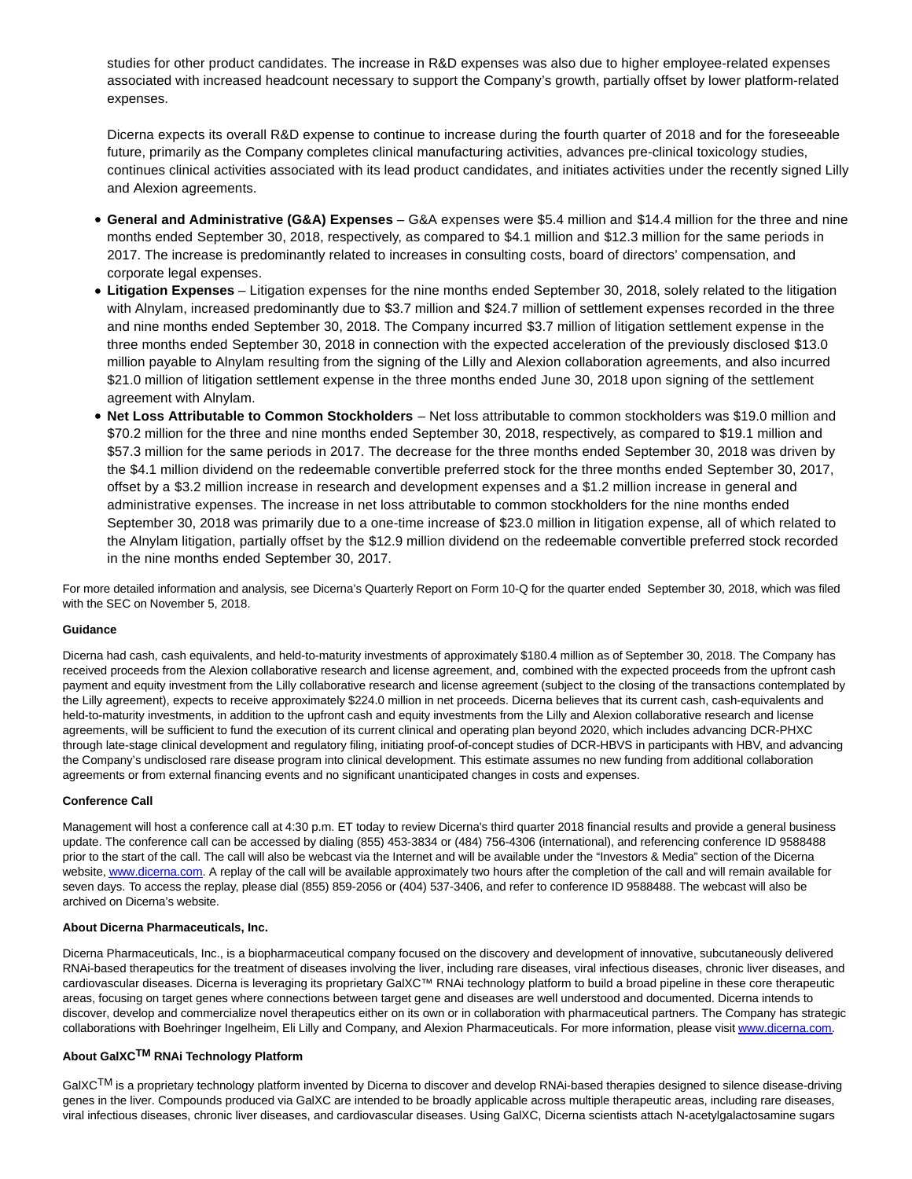studies for other product candidates. The increase in R&D expenses was also due to higher employee-related expenses associated with increased headcount necessary to support the Company's growth, partially offset by lower platform-related expenses.

Dicerna expects its overall R&D expense to continue to increase during the fourth quarter of 2018 and for the foreseeable future, primarily as the Company completes clinical manufacturing activities, advances pre-clinical toxicology studies, continues clinical activities associated with its lead product candidates, and initiates activities under the recently signed Lilly and Alexion agreements.

- **General and Administrative (G&A) Expenses** – G&A expenses were $5.4 million and $14.4 million for the three and nine months ended September 30, 2018, respectively, as compared to $4.1 million and $12.3 million for the same periods in 2017. The increase is predominantly related to increases in consulting costs, board of directors' compensation, and corporate legal expenses.
- **Litigation Expenses** – Litigation expenses for the nine months ended September 30, 2018, solely related to the litigation with Alnylam, increased predominantly due to $3.7 million and $24.7 million of settlement expenses recorded in the three and nine months ended September 30, 2018. The Company incurred $3.7 million of litigation settlement expense in the three months ended September 30, 2018 in connection with the expected acceleration of the previously disclosed $13.0 million payable to Alnylam resulting from the signing of the Lilly and Alexion collaboration agreements, and also incurred $21.0 million of litigation settlement expense in the three months ended June 30, 2018 upon signing of the settlement agreement with Alnylam.
- **Net Loss Attributable to Common Stockholders** – Net loss attributable to common stockholders was $19.0 million and $70.2 million for the three and nine months ended September 30, 2018, respectively, as compared to $19.1 million and $57.3 million for the same periods in 2017. The decrease for the three months ended September 30, 2018 was driven by the $4.1 million dividend on the redeemable convertible preferred stock for the three months ended September 30, 2017, offset by a $3.2 million increase in research and development expenses and a $1.2 million increase in general and administrative expenses. The increase in net loss attributable to common stockholders for the nine months ended September 30, 2018 was primarily due to a one-time increase of $23.0 million in litigation expense, all of which related to the Alnylam litigation, partially offset by the $12.9 million dividend on the redeemable convertible preferred stock recorded in the nine months ended September 30, 2017.

For more detailed information and analysis, see Dicerna's Quarterly Report on Form 10-Q for the quarter ended September 30, 2018, which was filed with the SEC on November 5, 2018.

**Guidance**

Dicerna had cash, cash equivalents, and held-to-maturity investments of approximately $180.4 million as of September 30, 2018. The Company has received proceeds from the Alexion collaborative research and license agreement, and, combined with the expected proceeds from the upfront cash payment and equity investment from the Lilly collaborative research and license agreement (subject to the closing of the transactions contemplated by the Lilly agreement), expects to receive approximately $224.0 million in net proceeds. Dicerna believes that its current cash, cash-equivalents and held-to-maturity investments, in addition to the upfront cash and equity investments from the Lilly and Alexion collaborative research and license agreements, will be sufficient to fund the execution of its current clinical and operating plan beyond 2020, which includes advancing DCR-PHXC through late-stage clinical development and regulatory filing, initiating proof-of-concept studies of DCR-HBVS in participants with HBV, and advancing the Company's undisclosed rare disease program into clinical development. This estimate assumes no new funding from additional collaboration agreements or from external financing events and no significant unanticipated changes in costs and expenses.

**Conference Call**

Management will host a conference call at 4:30 p.m. ET today to review Dicerna's third quarter 2018 financial results and provide a general business update. The conference call can be accessed by dialing (855) 453-3834 or (484) 756-4306 (international), and referencing conference ID 9588488 prior to the start of the call. The call will also be webcast via the Internet and will be available under the "Investors & Media" section of the Dicerna website, www.dicerna.com. A replay of the call will be available approximately two hours after the completion of the call and will remain available for seven days. To access the replay, please dial (855) 859-2056 or (404) 537-3406, and refer to conference ID 9588488. The webcast will also be archived on Dicerna's website.

**About Dicerna Pharmaceuticals, Inc.**

Dicerna Pharmaceuticals, Inc., is a biopharmaceutical company focused on the discovery and development of innovative, subcutaneously delivered RNAi-based therapeutics for the treatment of diseases involving the liver, including rare diseases, viral infectious diseases, chronic liver diseases, and cardiovascular diseases. Dicerna is leveraging its proprietary GalXC™ RNAi technology platform to build a broad pipeline in these core therapeutic areas, focusing on target genes where connections between target gene and diseases are well understood and documented. Dicerna intends to discover, develop and commercialize novel therapeutics either on its own or in collaboration with pharmaceutical partners. The Company has strategic collaborations with Boehringer Ingelheim, Eli Lilly and Company, and Alexion Pharmaceuticals. For more information, please visit www.dicerna.com.

**About GalXC™ RNAi Technology Platform**

GalXC™ is a proprietary technology platform invented by Dicerna to discover and develop RNAi-based therapies designed to silence disease-driving genes in the liver. Compounds produced via GalXC are intended to be broadly applicable across multiple therapeutic areas, including rare diseases, viral infectious diseases, chronic liver diseases, and cardiovascular diseases. Using GalXC, Dicerna scientists attach N-acetylgalactosamine sugars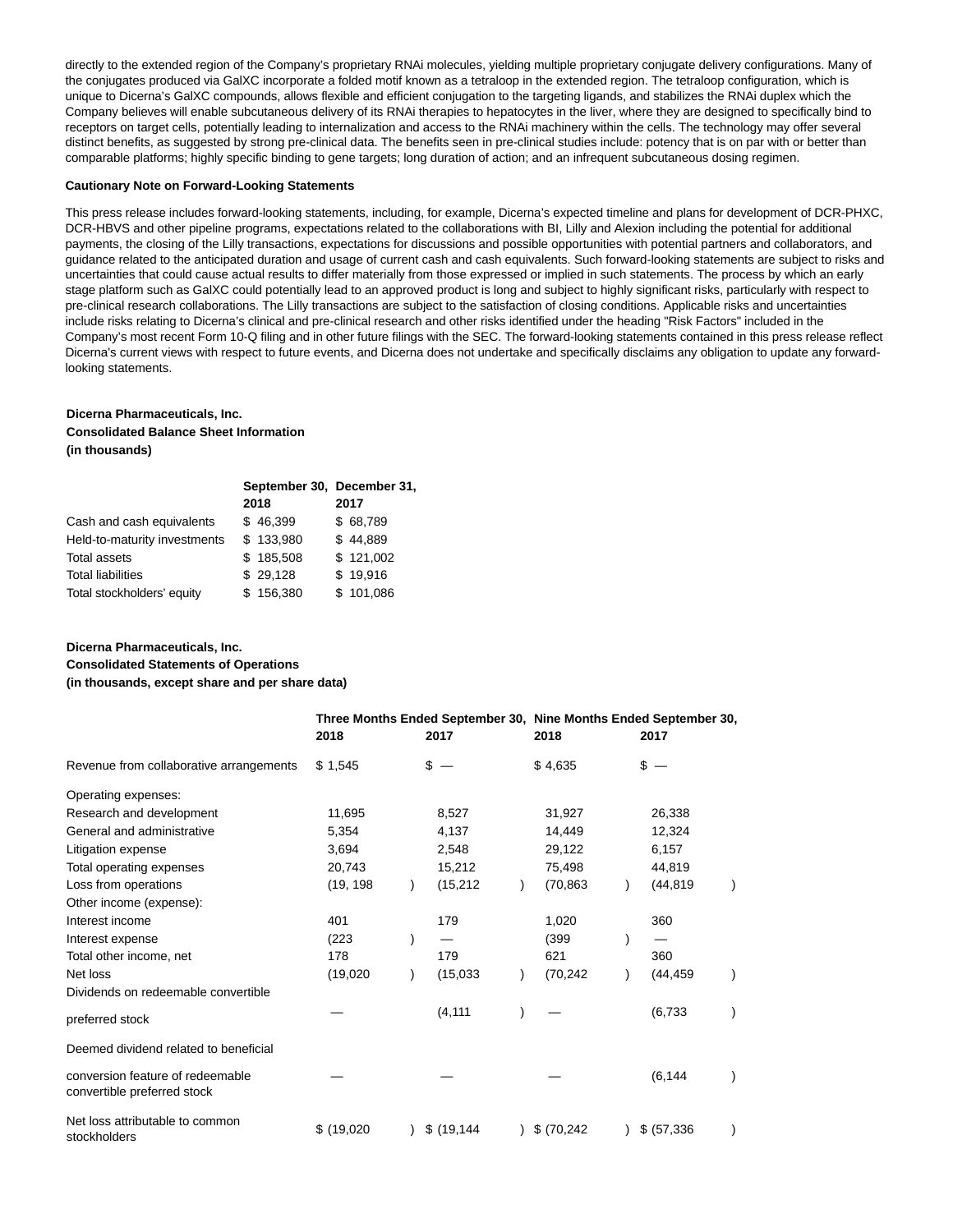directly to the extended region of the Company's proprietary RNAi molecules, yielding multiple proprietary conjugate delivery configurations. Many of the conjugates produced via GalXC incorporate a folded motif known as a tetraloop in the extended region. The tetraloop configuration, which is unique to Dicerna's GalXC compounds, allows flexible and efficient conjugation to the targeting ligands, and stabilizes the RNAi duplex which the Company believes will enable subcutaneous delivery of its RNAi therapies to hepatocytes in the liver, where they are designed to specifically bind to receptors on target cells, potentially leading to internalization and access to the RNAi machinery within the cells. The technology may offer several distinct benefits, as suggested by strong pre-clinical data. The benefits seen in pre-clinical studies include: potency that is on par with or better than comparable platforms; highly specific binding to gene targets; long duration of action; and an infrequent subcutaneous dosing regimen.

**Cautionary Note on Forward-Looking Statements**

This press release includes forward-looking statements, including, for example, Dicerna's expected timeline and plans for development of DCR-PHXC, DCR-HBVS and other pipeline programs, expectations related to the collaborations with BI, Lilly and Alexion including the potential for additional payments, the closing of the Lilly transactions, expectations for discussions and possible opportunities with potential partners and collaborators, and guidance related to the anticipated duration and usage of current cash and cash equivalents. Such forward-looking statements are subject to risks and uncertainties that could cause actual results to differ materially from those expressed or implied in such statements. The process by which an early stage platform such as GalXC could potentially lead to an approved product is long and subject to highly significant risks, particularly with respect to pre-clinical research collaborations. The Lilly transactions are subject to the satisfaction of closing conditions. Applicable risks and uncertainties include risks relating to Dicerna's clinical and pre-clinical research and other risks identified under the heading "Risk Factors" included in the Company's most recent Form 10-Q filing and in other future filings with the SEC. The forward-looking statements contained in this press release reflect Dicerna's current views with respect to future events, and Dicerna does not undertake and specifically disclaims any obligation to update any forward-looking statements.

**Dicerna Pharmaceuticals, Inc.**
**Consolidated Balance Sheet Information**
**(in thousands)**

| | September 30, 2018 | December 31, 2017 |
|---|---|---|
| Cash and cash equivalents | $ 46,399 | $ 68,789 |
| Held-to-maturity investments | $ 133,980 | $ 44,889 |
| Total assets | $ 185,508 | $ 121,002 |
| Total liabilities | $ 29,128 | $ 19,916 |
| Total stockholders' equity | $ 156,380 | $ 101,086 |

**Dicerna Pharmaceuticals, Inc.**
**Consolidated Statements of Operations**
**(in thousands, except share and per share data)**

| | Three Months Ended September 30, 2018 | Three Months Ended September 30, 2017 | Nine Months Ended September 30, 2018 | Nine Months Ended September 30, 2017 |
|---|---|---|---|---|
| Revenue from collaborative arrangements | $ 1,545 | $ — | $ 4,635 | $ — |
| Operating expenses: | | | | |
| Research and development | 11,695 | 8,527 | 31,927 | 26,338 |
| General and administrative | 5,354 | 4,137 | 14,449 | 12,324 |
| Litigation expense | 3,694 | 2,548 | 29,122 | 6,157 |
| Total operating expenses | 20,743 | 15,212 | 75,498 | 44,819 |
| Loss from operations | (19, 198) | (15,212) | (70,863) | (44,819) |
| Other income (expense): | | | | |
| Interest income | 401 | 179 | 1,020 | 360 |
| Interest expense | (223) | — | (399) | — |
| Total other income, net | 178 | 179 | 621 | 360 |
| Net loss | (19,020) | (15,033) | (70,242) | (44,459) |
| Dividends on redeemable convertible preferred stock | — | (4,111) | — | (6,733) |
| Deemed dividend related to beneficial conversion feature of redeemable convertible preferred stock | — | — | — | (6,144) |
| Net loss attributable to common stockholders | $ (19,020) | $ (19,144) | $ (70,242) | $ (57,336) |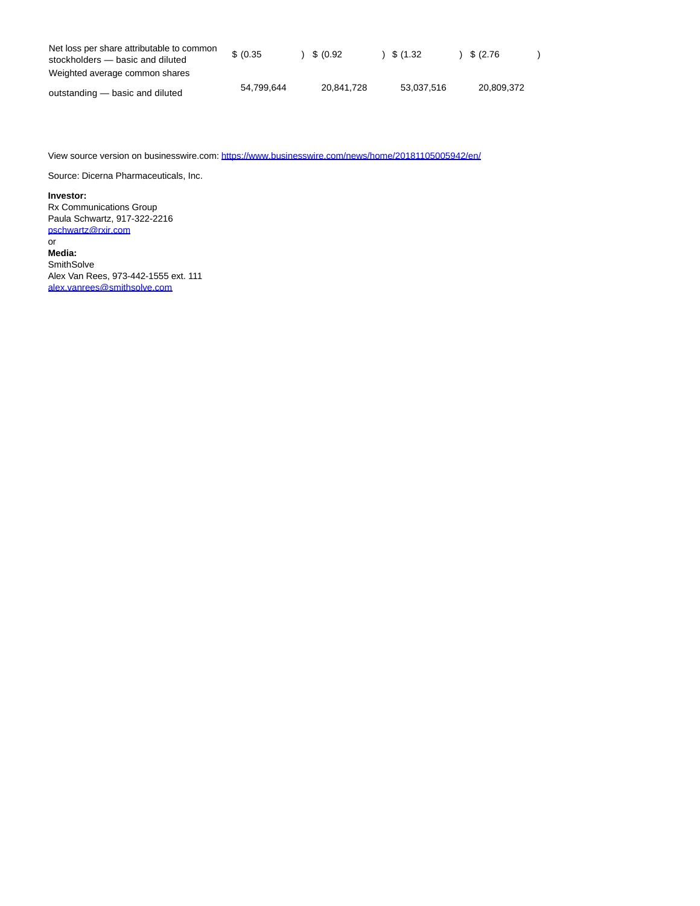| | | | | |
|---|---|---|---|---|
| Net loss per share attributable to common stockholders — basic and diluted | $ (0.35) | $ (0.92) | $ (1.32) | $ (2.76) |
| Weighted average common shares outstanding — basic and diluted | 54,799,644 | 20,841,728 | 53,037,516 | 20,809,372 |

View source version on businesswire.com: https://www.businesswire.com/news/home/20181105005942/en/

Source: Dicerna Pharmaceuticals, Inc.

**Investor:**
Rx Communications Group
Paula Schwartz, 917-322-2216
pschwartz@rxir.com
or
**Media:**
SmithSolve
Alex Van Rees, 973-442-1555 ext. 111
alex.vanrees@smithsolve.com